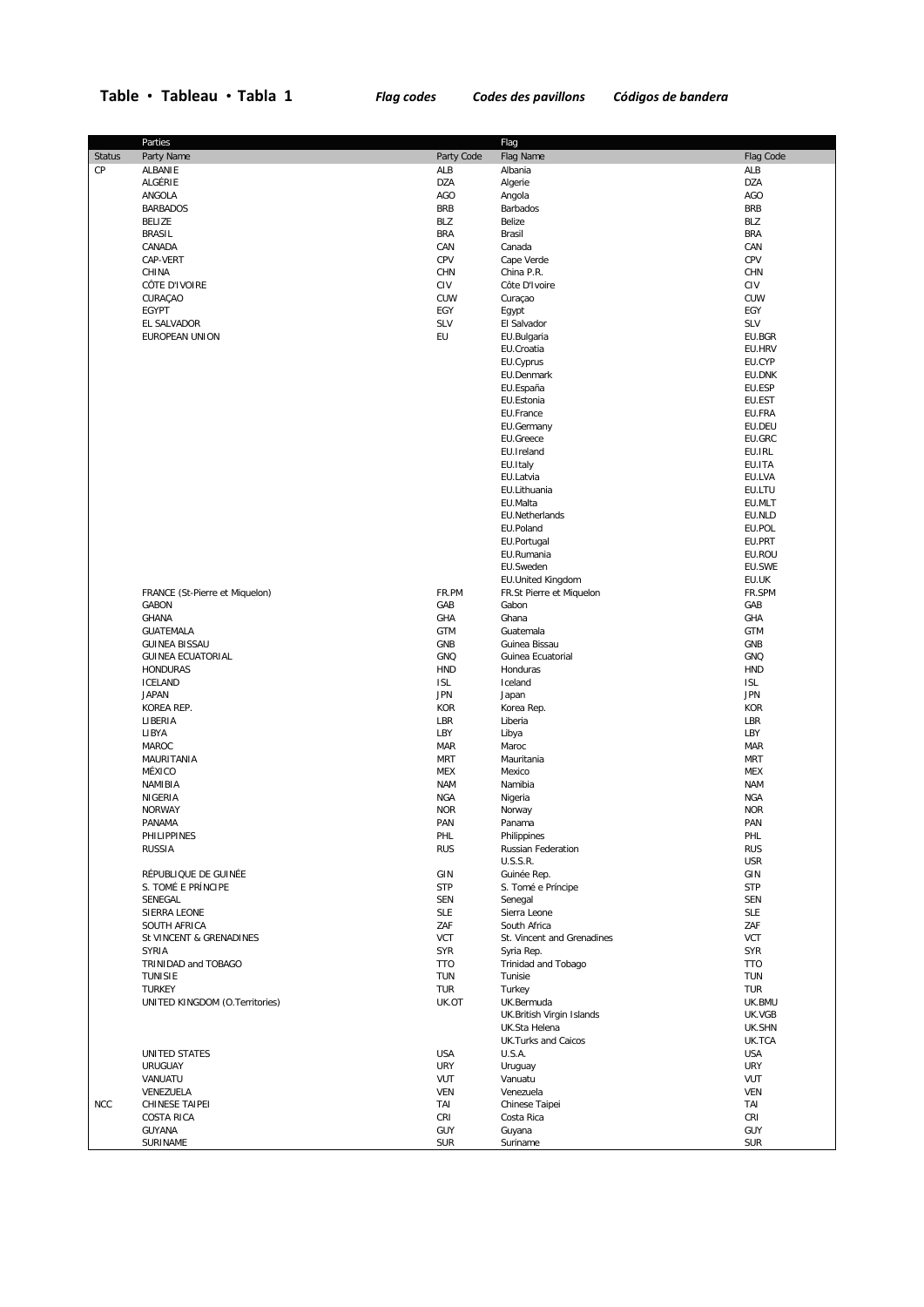**Table • Tableau • Tabla 1** *Flag codes* *Codes des pavillons* *Códigos de bandera*

| | Parties | | Flag | |
|---|---|---|---|---|
| Status | Party Name | Party Code | Flag Name | Flag Code |
| CP | ALBANIE | ALB | Albania | ALB |
| | ALGÉRIE | DZA | Algerie | DZA |
| | ANGOLA | AGO | Angola | AGO |
| | BARBADOS | BRB | Barbados | BRB |
| | BELIZE | BLZ | Belize | BLZ |
| | BRASIL | BRA | Brasil | BRA |
| | CANADA | CAN | Canada | CAN |
| | CAP-VERT | CPV | Cape Verde | CPV |
| | CHINA | CHN | China P.R. | CHN |
| | CÔTE D'IVOIRE | CIV | Côte D'Ivoire | CIV |
| | CURAÇAO | CUW | Curaçao | CUW |
| | EGYPT | EGY | Egypt | EGY |
| | EL SALVADOR | SLV | El Salvador | SLV |
| | EUROPEAN UNION | EU | EU.Bulgaria | EU.BGR |
| | | | EU.Croatia | EU.HRV |
| | | | EU.Cyprus | EU.CYP |
| | | | EU.Denmark | EU.DNK |
| | | | EU.España | EU.ESP |
| | | | EU.Estonia | EU.EST |
| | | | EU.France | EU.FRA |
| | | | EU.Germany | EU.DEU |
| | | | EU.Greece | EU.GRC |
| | | | EU.Ireland | EU.IRL |
| | | | EU.Italy | EU.ITA |
| | | | EU.Latvia | EU.LVA |
| | | | EU.Lithuania | EU.LTU |
| | | | EU.Malta | EU.MLT |
| | | | EU.Netherlands | EU.NLD |
| | | | EU.Poland | EU.POL |
| | | | EU.Portugal | EU.PRT |
| | | | EU.Rumania | EU.ROU |
| | | | EU.Sweden | EU.SWE |
| | | | EU.United Kingdom | EU.UK |
| | FRANCE (St-Pierre et Miquelon) | FR.PM | FR.St Pierre et Miquelon | FR.SPM |
| | GABON | GAB | Gabon | GAB |
| | GHANA | GHA | Ghana | GHA |
| | GUATEMALA | GTM | Guatemala | GTM |
| | GUINEA BISSAU | GNB | Guinea Bissau | GNB |
| | GUINEA ECUATORIAL | GNQ | Guinea Ecuatorial | GNQ |
| | HONDURAS | HND | Honduras | HND |
| | ICELAND | ISL | Iceland | ISL |
| | JAPAN | JPN | Japan | JPN |
| | KOREA REP. | KOR | Korea Rep. | KOR |
| | LIBERIA | LBR | Liberia | LBR |
| | LIBYA | LBY | Libya | LBY |
| | MAROC | MAR | Maroc | MAR |
| | MAURITANIA | MRT | Mauritania | MRT |
| | MÉXICO | MEX | Mexico | MEX |
| | NAMIBIA | NAM | Namibia | NAM |
| | NIGERIA | NGA | Nigeria | NGA |
| | NORWAY | NOR | Norway | NOR |
| | PANAMA | PAN | Panama | PAN |
| | PHILIPPINES | PHL | Philippines | PHL |
| | RUSSIA | RUS | Russian Federation | RUS |
| | | | U.S.S.R. | USR |
| | RÉPUBLIQUE DE GUINÉE | GIN | Guinée Rep. | GIN |
| | S. TOMÉ E PRÍNCIPE | STP | S. Tomé e Príncipe | STP |
| | SENEGAL | SEN | Senegal | SEN |
| | SIERRA LEONE | SLE | Sierra Leone | SLE |
| | SOUTH AFRICA | ZAF | South Africa | ZAF |
| | St VINCENT & GRENADINES | VCT | St. Vincent and Grenadines | VCT |
| | SYRIA | SYR | Syria Rep. | SYR |
| | TRINIDAD and TOBAGO | TTO | Trinidad and Tobago | TTO |
| | TUNISIE | TUN | Tunisie | TUN |
| | TURKEY | TUR | Turkey | TUR |
| | UNITED KINGDOM (O.Territories) | UK.OT | UK.Bermuda | UK.BMU |
| | | | UK.British Virgin Islands | UK.VGB |
| | | | UK.Sta Helena | UK.SHN |
| | | | UK.Turks and Caicos | UK.TCA |
| | UNITED STATES | USA | U.S.A. | USA |
| | URUGUAY | URY | Uruguay | URY |
| | VANUATU | VUT | Vanuatu | VUT |
| | VENEZUELA | VEN | Venezuela | VEN |
| NCC | CHINESE TAIPEI | TAI | Chinese Taipei | TAI |
| | COSTA RICA | CRI | Costa Rica | CRI |
| | GUYANA | GUY | Guyana | GUY |
| | SURINAME | SUR | Suriname | SUR |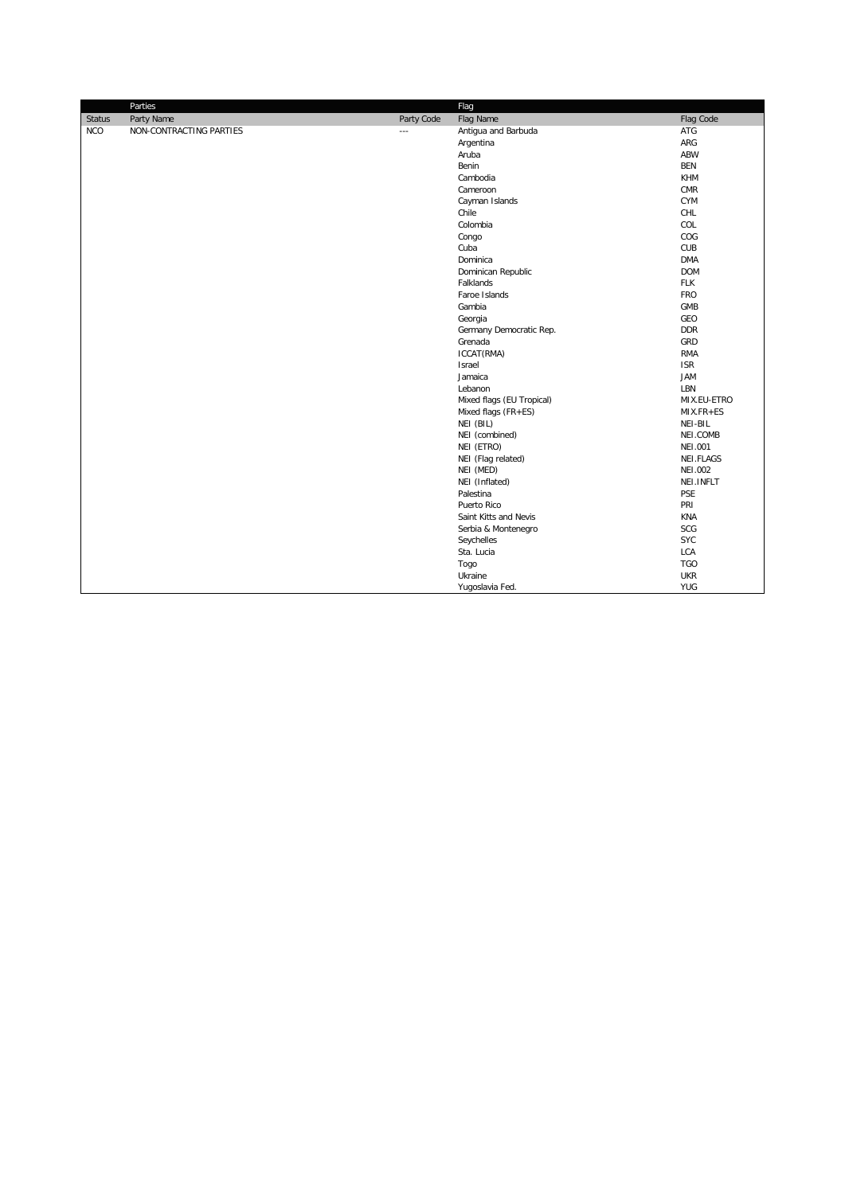| | Parties | | Flag | |
|---|---|---|---|---|
| Status | Party Name | Party Code | Flag Name | Flag Code |
| NCO | NON-CONTRACTING PARTIES | --- | Antigua and Barbuda | ATG |
| | | | Argentina | ARG |
| | | | Aruba | ABW |
| | | | Benin | BEN |
| | | | Cambodia | KHM |
| | | | Cameroon | CMR |
| | | | Cayman Islands | CYM |
| | | | Chile | CHL |
| | | | Colombia | COL |
| | | | Congo | COG |
| | | | Cuba | CUB |
| | | | Dominica | DMA |
| | | | Dominican Republic | DOM |
| | | | Falklands | FLK |
| | | | Faroe Islands | FRO |
| | | | Gambia | GMB |
| | | | Georgia | GEO |
| | | | Germany Democratic Rep. | DDR |
| | | | Grenada | GRD |
| | | | ICCAT(RMA) | RMA |
| | | | Israel | ISR |
| | | | Jamaica | JAM |
| | | | Lebanon | LBN |
| | | | Mixed flags (EU Tropical) | MIX.EU-ETRO |
| | | | Mixed flags (FR+ES) | MIX.FR+ES |
| | | | NEI (BIL) | NEI-BIL |
| | | | NEI (combined) | NEI.COMB |
| | | | NEI (ETRO) | NEI.001 |
| | | | NEI (Flag related) | NEI.FLAGS |
| | | | NEI (MED) | NEI.002 |
| | | | NEI (Inflated) | NEI.INFLT |
| | | | Palestina | PSE |
| | | | Puerto Rico | PRI |
| | | | Saint Kitts and Nevis | KNA |
| | | | Serbia & Montenegro | SCG |
| | | | Seychelles | SYC |
| | | | Sta. Lucia | LCA |
| | | | Togo | TGO |
| | | | Ukraine | UKR |
| | | | Yugoslavia Fed. | YUG |